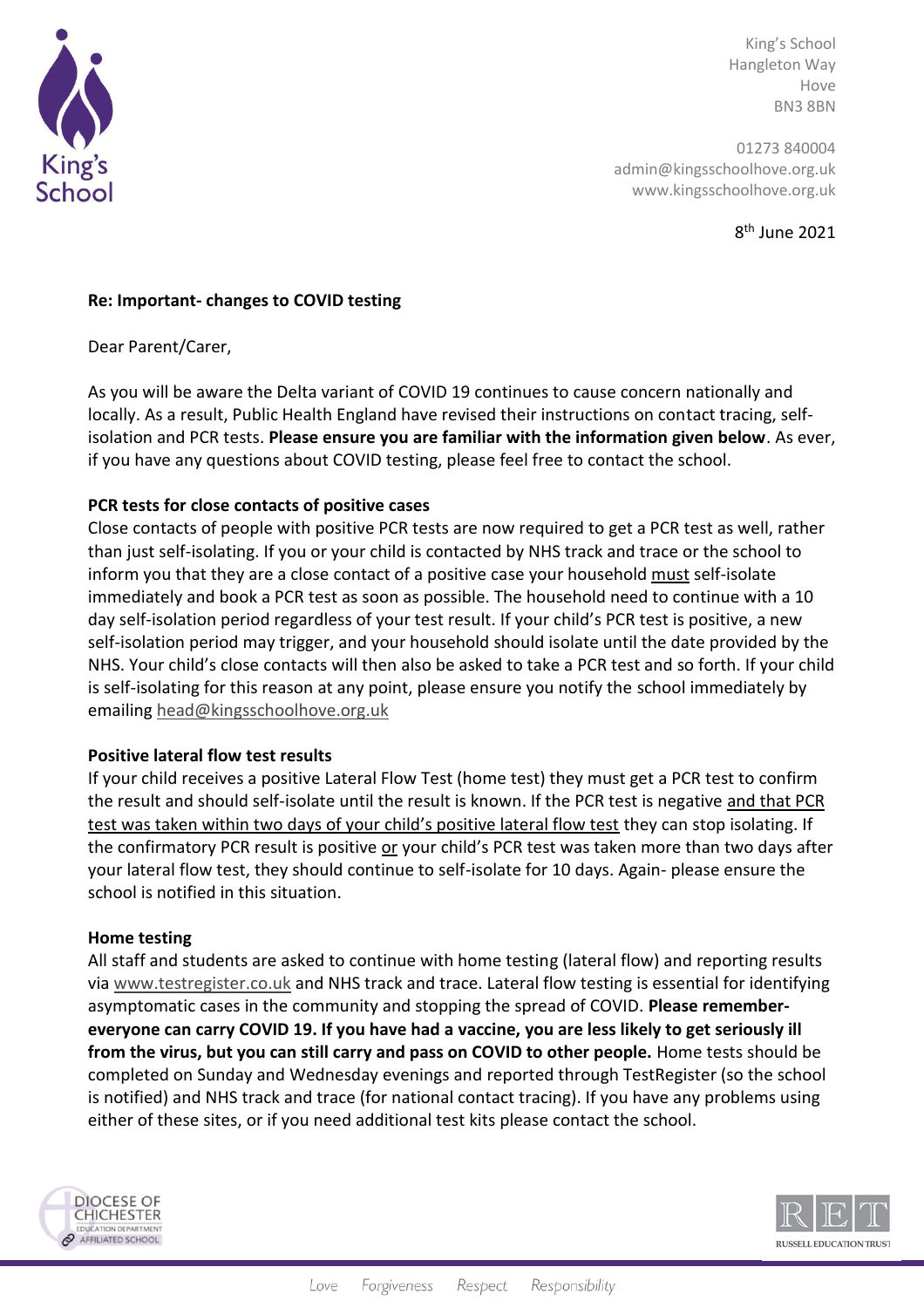King's School

King's School
Hangleton Way
Hove
BN3 8BN

01273 840004
admin@kingsschoolhove.org.uk
www.kingsschoolhove.org.uk

8th June 2021

**Re: Important- changes to COVID testing**

Dear Parent/Carer,

As you will be aware the Delta variant of COVID 19 continues to cause concern nationally and locally. As a result, Public Health England have revised their instructions on contact tracing, self-isolation and PCR tests. **Please ensure you are familiar with the information given below**. As ever, if you have any questions about COVID testing, please feel free to contact the school.

**PCR tests for close contacts of positive cases**

Close contacts of people with positive PCR tests are now required to get a PCR test as well, rather than just self-isolating. If you or your child is contacted by NHS track and trace or the school to inform you that they are a close contact of a positive case your household must self-isolate immediately and book a PCR test as soon as possible. The household need to continue with a 10 day self-isolation period regardless of your test result. If your child's PCR test is positive, a new self-isolation period may trigger, and your household should isolate until the date provided by the NHS. Your child's close contacts will then also be asked to take a PCR test and so forth. If your child is self-isolating for this reason at any point, please ensure you notify the school immediately by emailing head@kingsschoolhove.org.uk

**Positive lateral flow test results**

If your child receives a positive Lateral Flow Test (home test) they must get a PCR test to confirm the result and should self-isolate until the result is known. If the PCR test is negative and that PCR test was taken within two days of your child's positive lateral flow test they can stop isolating. If the confirmatory PCR result is positive or your child's PCR test was taken more than two days after your lateral flow test, they should continue to self-isolate for 10 days. Again- please ensure the school is notified in this situation.

**Home testing**

All staff and students are asked to continue with home testing (lateral flow) and reporting results via www.testregister.co.uk and NHS track and trace. Lateral flow testing is essential for identifying asymptomatic cases in the community and stopping the spread of COVID. **Please remember- everyone can carry COVID 19. If you have had a vaccine, you are less likely to get seriously ill from the virus, but you can still carry and pass on COVID to other people.** Home tests should be completed on Sunday and Wednesday evenings and reported through TestRegister (so the school is notified) and NHS track and trace (for national contact tracing). If you have any problems using either of these sites, or if you need additional test kits please contact the school.

Diocese of Chichester Education Department Affiliated School

Russell Education Trust

Love Forgiveness Respect Responsibility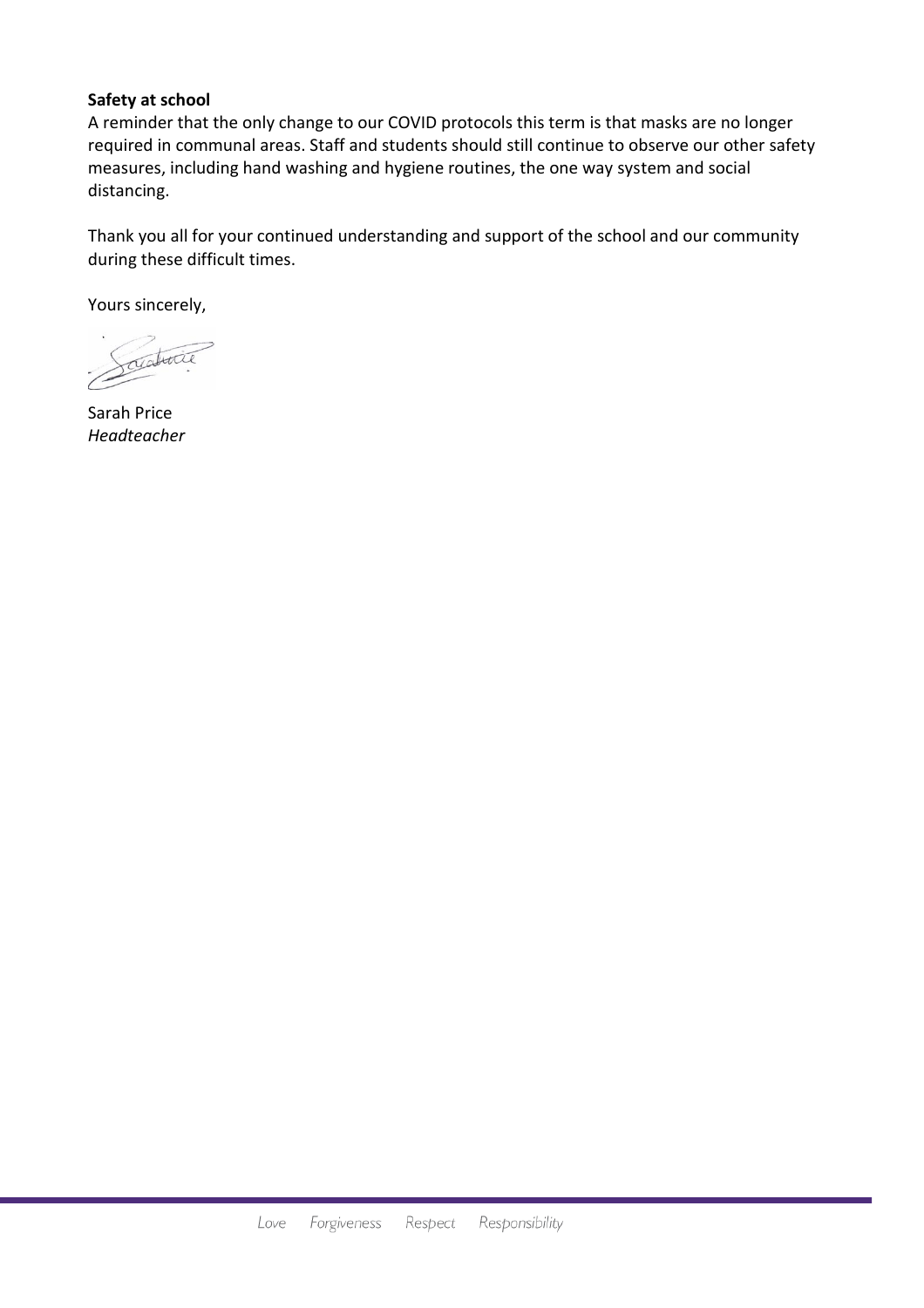**Safety at school**

A reminder that the only change to our COVID protocols this term is that masks are no longer required in communal areas. Staff and students should still continue to observe our other safety measures, including hand washing and hygiene routines, the one way system and social distancing.

Thank you all for your continued understanding and support of the school and our community during these difficult times.

Yours sincerely,

Sarah Price
*Headteacher*

Love Forgiveness Respect Responsibility